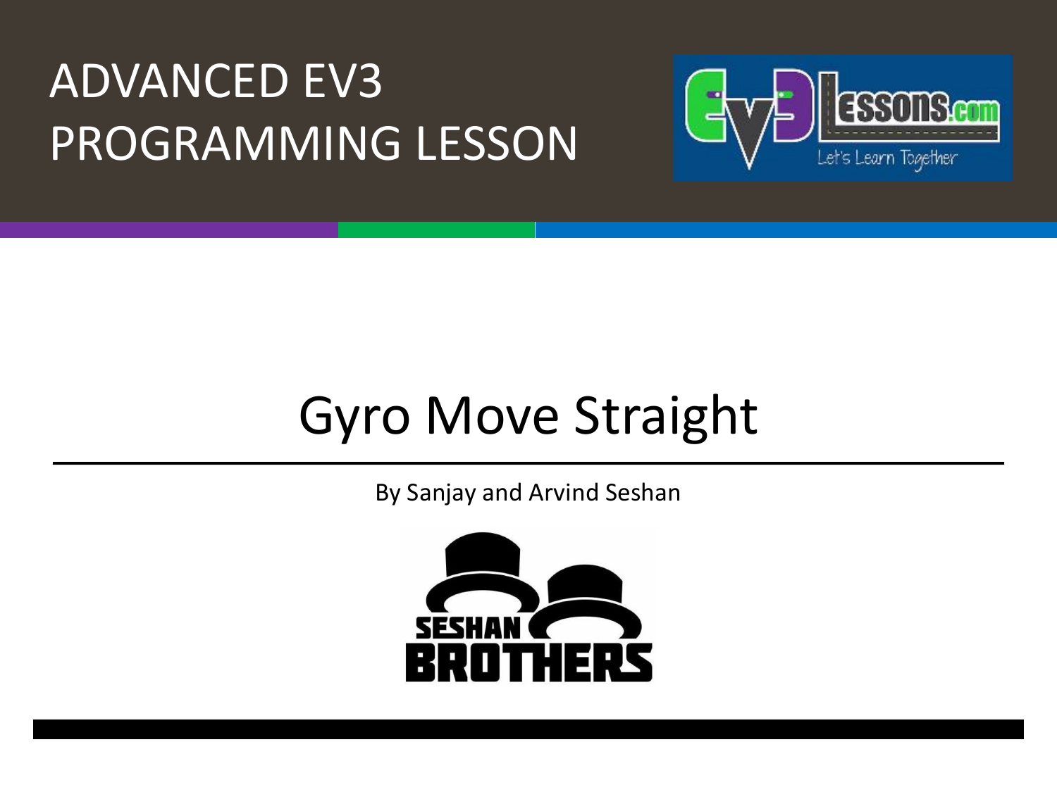ADVANCED EV3 PROGRAMMING LESSON

# Gyro Move Straight

By Sanjay and Arvind Seshan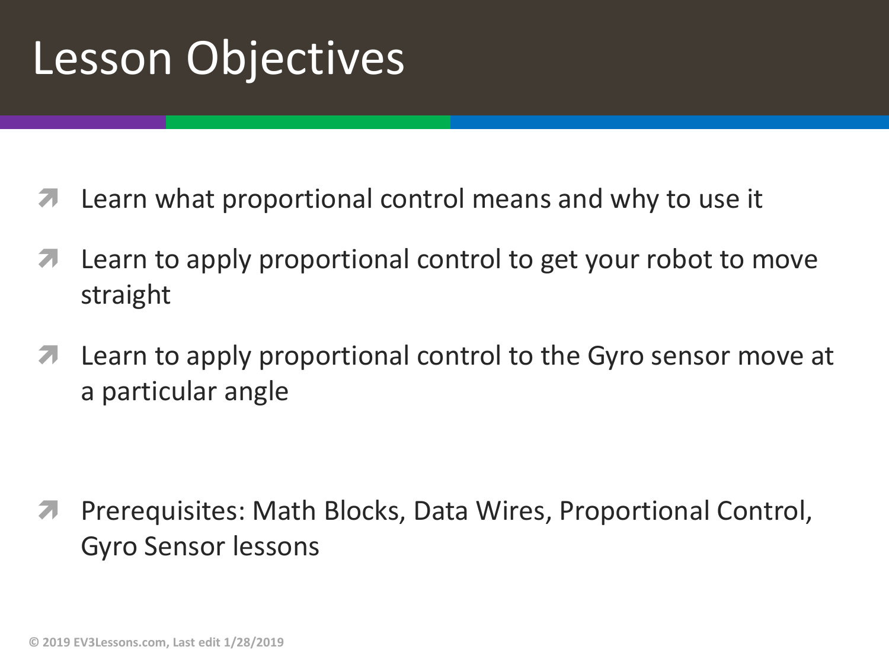# Lesson Objectives

- Learn what proportional control means and why to use it
- Learn to apply proportional control to get your robot to move straight
- Learn to apply proportional control to the Gyro sensor move at a particular angle

- Prerequisites: Math Blocks, Data Wires, Proportional Control, Gyro Sensor lessons

© 2019 EV3Lessons.com, Last edit 1/28/2019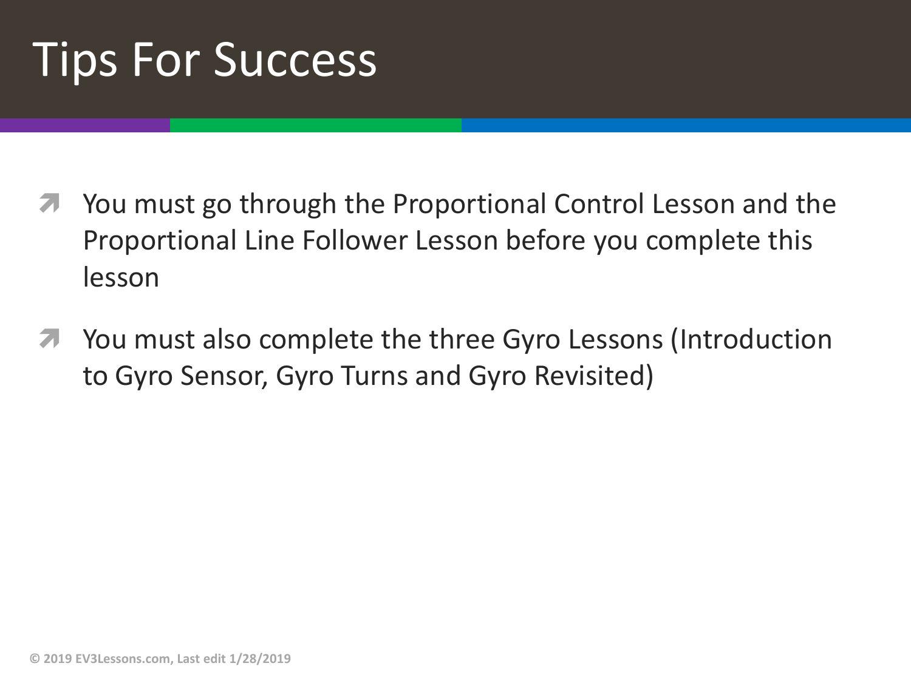# Tips For Success

- You must go through the Proportional Control Lesson and the Proportional Line Follower Lesson before you complete this lesson
- You must also complete the three Gyro Lessons (Introduction to Gyro Sensor, Gyro Turns and Gyro Revisited)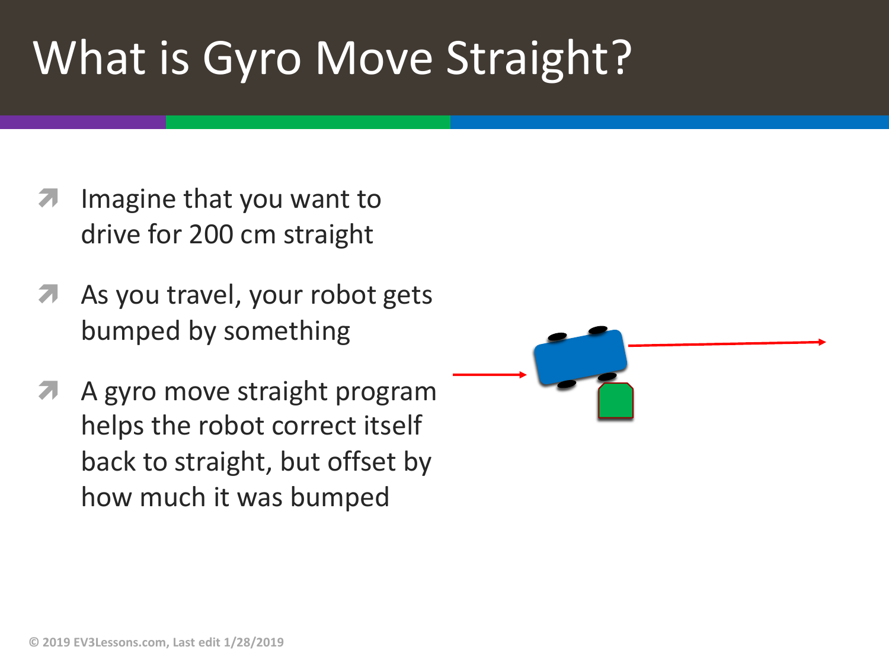# What is Gyro Move Straight?

- Imagine that you want to drive for 200 cm straight
- As you travel, your robot gets bumped by something
- A gyro move straight program helps the robot correct itself back to straight, but offset by how much it was bumped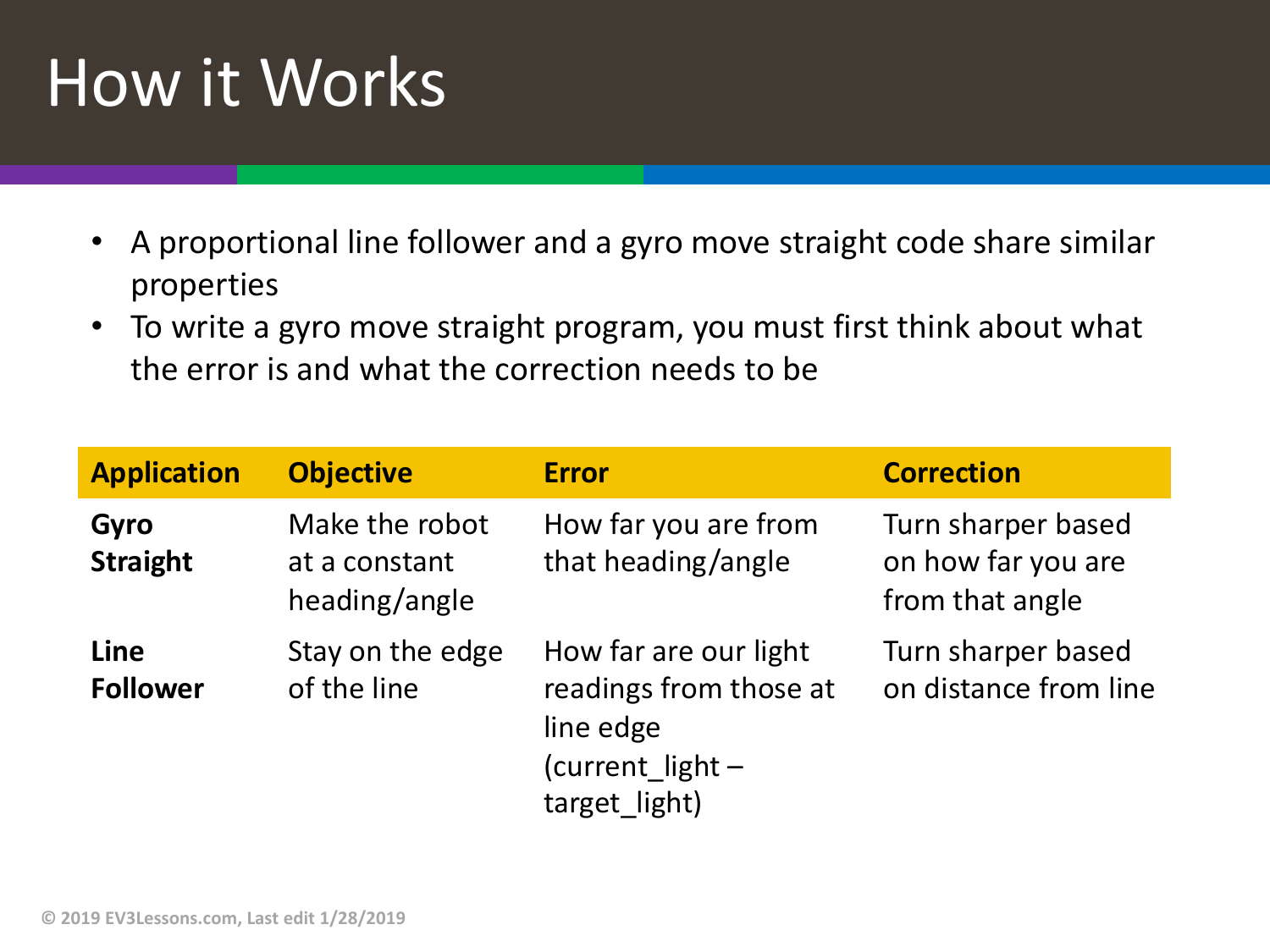# How it Works

- A proportional line follower and a gyro move straight code share similar properties
- To write a gyro move straight program, you must first think about what the error is and what the correction needs to be

| Application | Objective | Error | Correction |
| --- | --- | --- | --- |
| **Gyro Straight** | Make the robot at a constant heading/angle | How far you are from that heading/angle | Turn sharper based on how far you are from that angle |
| **Line Follower** | Stay on the edge of the line | How far are our light readings from those at line edge (current_light – target_light) | Turn sharper based on distance from line |

© 2019 EV3Lessons.com, Last edit 1/28/2019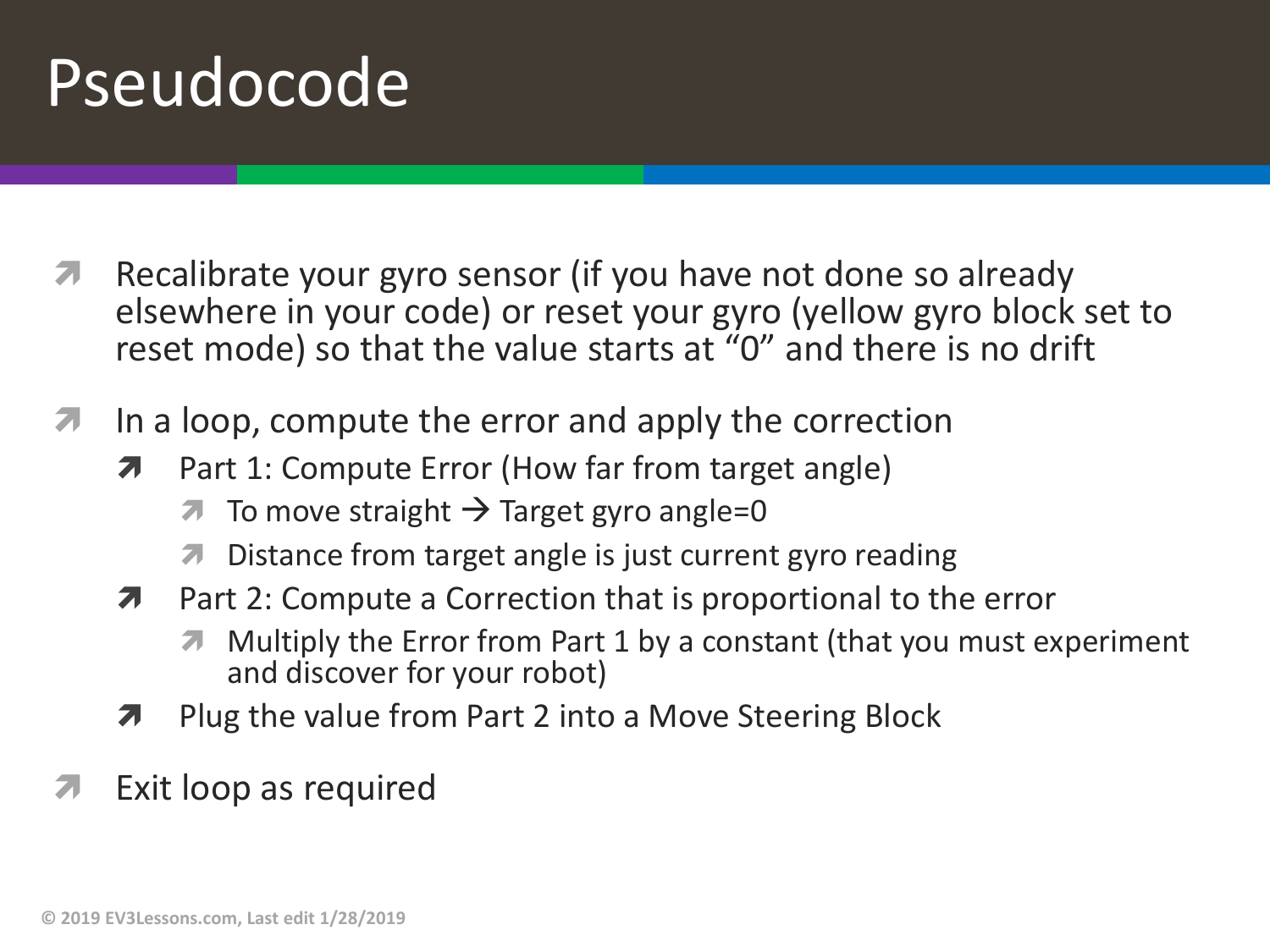# Pseudocode

- Recalibrate your gyro sensor (if you have not done so already elsewhere in your code) or reset your gyro (yellow gyro block set to reset mode) so that the value starts at "0" and there is no drift
- In a loop, compute the error and apply the correction
  - Part 1: Compute Error (How far from target angle)
    - To move straight → Target gyro angle=0
    - Distance from target angle is just current gyro reading
  - Part 2: Compute a Correction that is proportional to the error
    - Multiply the Error from Part 1 by a constant (that you must experiment and discover for your robot)
  - Plug the value from Part 2 into a Move Steering Block
- Exit loop as required

© 2019 EV3Lessons.com, Last edit 1/28/2019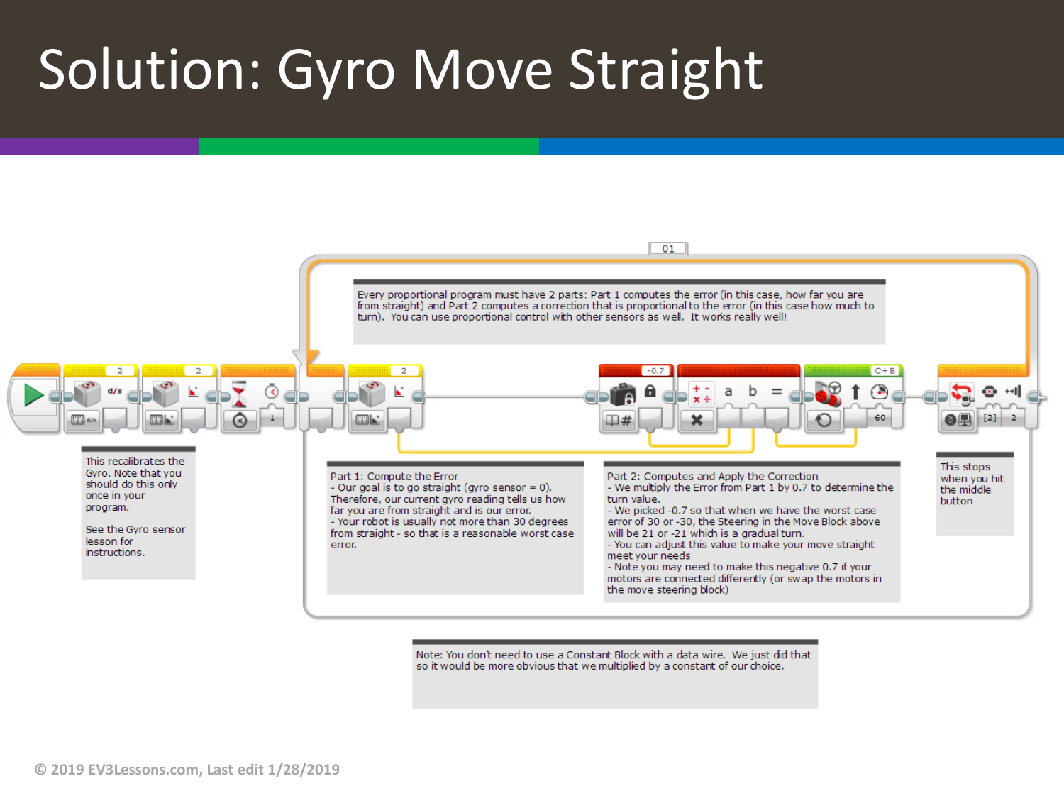# Solution: Gyro Move Straight

Every proportional program must have 2 parts: Part 1 computes the error (in this case, how far you are from straight) and Part 2 computes a correction that is proportional to the error (in this case how much to turn). You can use proportional control with other sensors as well. It works really well!

This recalibrates the Gyro. Note that you should do this only once in your program.

See the Gyro sensor lesson for instructions.

Part 1: Compute the Error
- Our goal is to go straight (gyro sensor = 0). Therefore, our current gyro reading tells us how far you are from straight and is our error.
- Your robot is usually not more than 30 degrees from straight - so that is a reasonable worst case error.

Part 2: Computes and Apply the Correction
- We multiply the Error from Part 1 by 0.7 to determine the turn value.
- We picked -0.7 so that when we have the worst case error of 30 or -30, the Steering in the Move Block above will be 21 or -21 which is a gradual turn.
- You can adjust this value to make your move straight meet your needs
- Note you may need to make this negative 0.7 if your motors are connected differently (or swap the motors in the move steering block)

This stops when you hit the middle button

Note: You don't need to use a Constant Block with a data wire. We just did that so it would be more obvious that we multiplied by a constant of our choice.

© 2019 EV3Lessons.com, Last edit 1/28/2019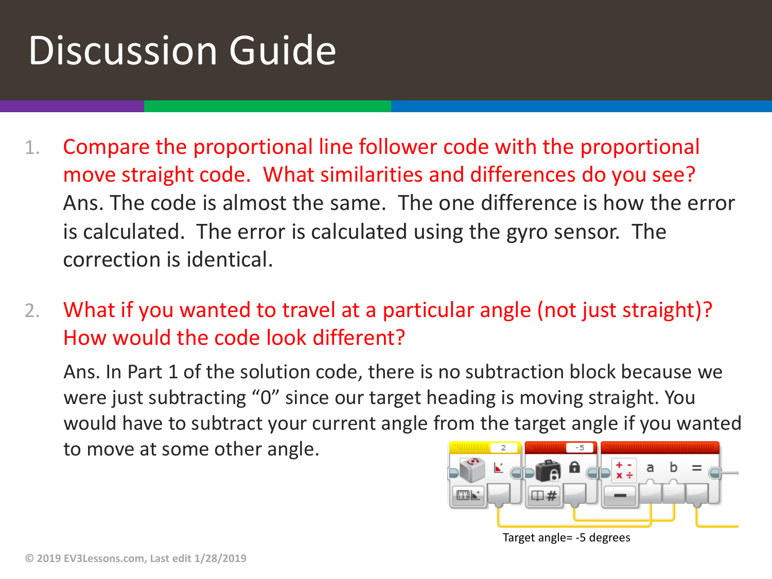# Discussion Guide

1. Compare the proportional line follower code with the proportional move straight code. What similarities and differences do you see?
   Ans. The code is almost the same. The one difference is how the error is calculated. The error is calculated using the gyro sensor. The correction is identical.

2. What if you wanted to travel at a particular angle (not just straight)? How would the code look different?

   Ans. In Part 1 of the solution code, there is no subtraction block because we were just subtracting "0" since our target heading is moving straight. You would have to subtract your current angle from the target angle if you wanted to move at some other angle.

Target angle= -5 degrees

© 2019 EV3Lessons.com, Last edit 1/28/2019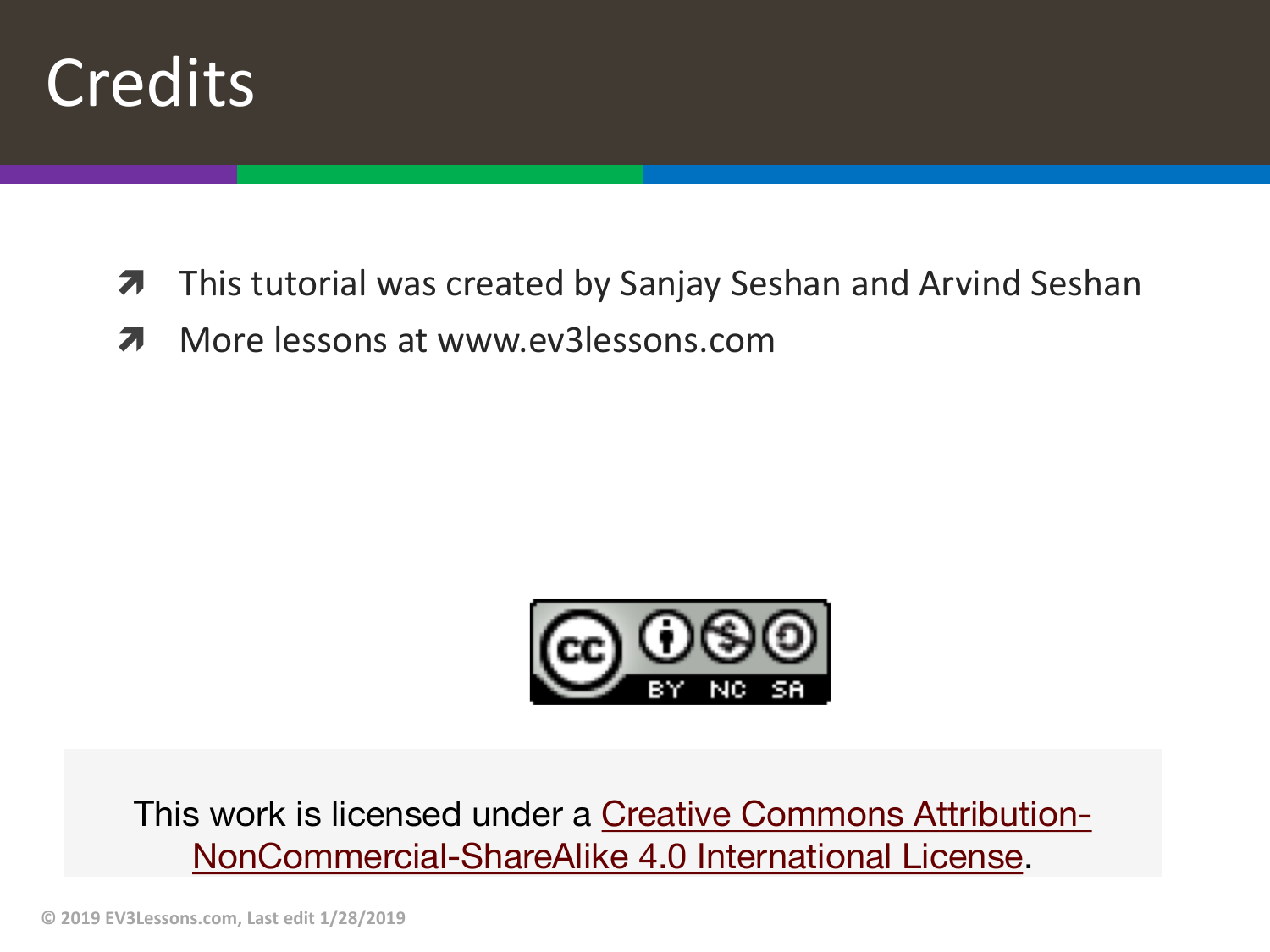# Credits

- This tutorial was created by Sanjay Seshan and Arvind Seshan
- More lessons at www.ev3lessons.com

This work is licensed under a Creative Commons Attribution-NonCommercial-ShareAlike 4.0 International License.

© 2019 EV3Lessons.com, Last edit 1/28/2019